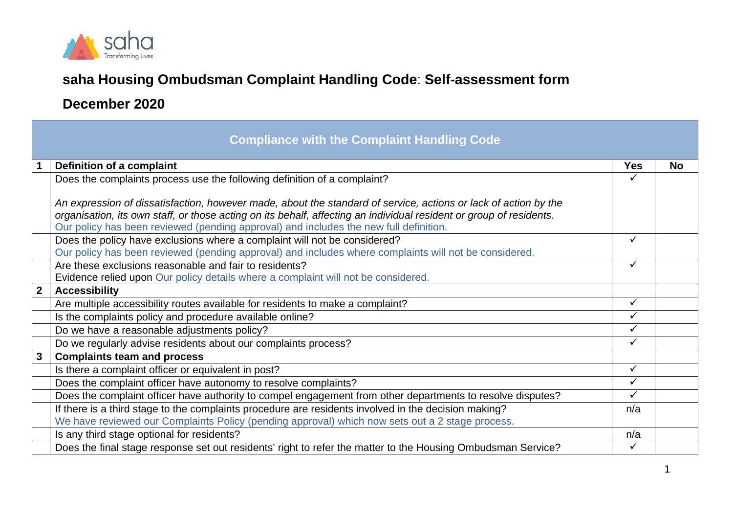# saha Housing Ombudsman Complaint Handling Code: Self-assessment form

## December 2020

| Compliance with the Complaint Handling Code | | | |
|---|---|---|---|
| **1** | **Definition of a complaint** | **Yes** | **No** |
| | Does the complaints process use the following definition of a complaint?<br><br>*An expression of dissatisfaction, however made, about the standard of service, actions or lack of action by the organisation, its own staff, or those acting on its behalf, affecting an individual resident or group of residents*.<br>Our policy has been reviewed (pending approval) and includes the new full definition. | ✓ | |
| | Does the policy have exclusions where a complaint will not be considered?<br>Our policy has been reviewed (pending approval) and includes where complaints will not be considered. | ✓ | |
| | Are these exclusions reasonable and fair to residents?<br>Evidence relied upon Our policy details where a complaint will not be considered. | ✓ | |
| **2** | **Accessibility** | | |
| | Are multiple accessibility routes available for residents to make a complaint? | ✓ | |
| | Is the complaints policy and procedure available online? | ✓ | |
| | Do we have a reasonable adjustments policy? | ✓ | |
| | Do we regularly advise residents about our complaints process? | ✓ | |
| **3** | **Complaints team and process** | | |
| | Is there a complaint officer or equivalent in post? | ✓ | |
| | Does the complaint officer have autonomy to resolve complaints? | ✓ | |
| | Does the complaint officer have authority to compel engagement from other departments to resolve disputes? | ✓ | |
| | If there is a third stage to the complaints procedure are residents involved in the decision making?<br>We have reviewed our Complaints Policy (pending approval) which now sets out a 2 stage process. | n/a | |
| | Is any third stage optional for residents? | n/a | |
| | Does the final stage response set out residents' right to refer the matter to the Housing Ombudsman Service? | ✓ | |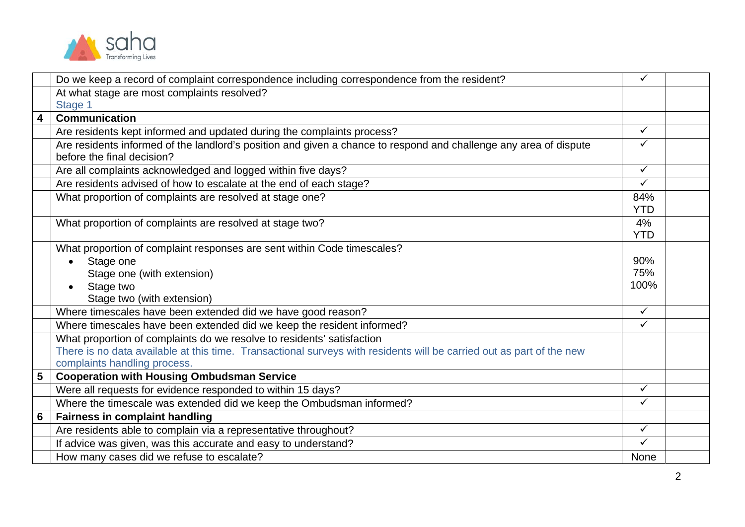| | | | |
|---|---|---|---|
| | Do we keep a record of complaint correspondence including correspondence from the resident? | ✓ | |
| | At what stage are most complaints resolved?<br>Stage 1 | | |
| **4** | **Communication** | | |
| | Are residents kept informed and updated during the complaints process? | ✓ | |
| | Are residents informed of the landlord's position and given a chance to respond and challenge any area of dispute before the final decision? | ✓ | |
| | Are all complaints acknowledged and logged within five days? | ✓ | |
| | Are residents advised of how to escalate at the end of each stage? | ✓ | |
| | What proportion of complaints are resolved at stage one? | 84% YTD | |
| | What proportion of complaints are resolved at stage two? | 4% YTD | |
| | What proportion of complaint responses are sent within Code timescales?<br>• Stage one<br>Stage one (with extension)<br>• Stage two<br>Stage two (with extension) | 90%<br>75%<br>100% | |
| | Where timescales have been extended did we have good reason? | ✓ | |
| | Where timescales have been extended did we keep the resident informed? | ✓ | |
| | What proportion of complaints do we resolve to residents' satisfaction<br>There is no data available at this time. Transactional surveys with residents will be carried out as part of the new complaints handling process. | | |
| **5** | **Cooperation with Housing Ombudsman Service** | | |
| | Were all requests for evidence responded to within 15 days? | ✓ | |
| | Where the timescale was extended did we keep the Ombudsman informed? | ✓ | |
| **6** | **Fairness in complaint handling** | | |
| | Are residents able to complain via a representative throughout? | ✓ | |
| | If advice was given, was this accurate and easy to understand? | ✓ | |
| | How many cases did we refuse to escalate? | None | |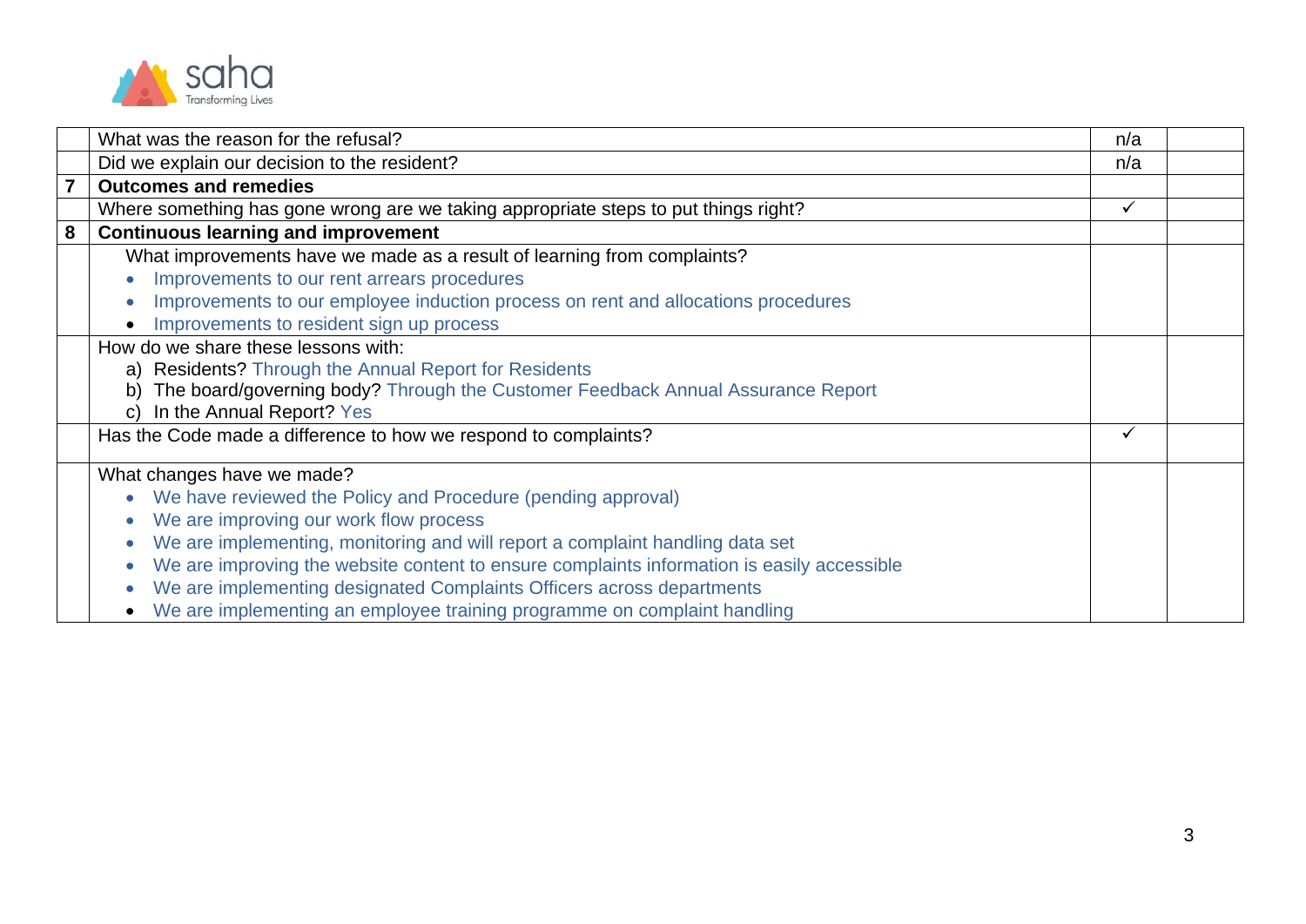| | | | |
|---|---|---|---|
| | What was the reason for the refusal? | n/a | |
| | Did we explain our decision to the resident? | n/a | |
| **7** | **Outcomes and remedies** | | |
| | Where something has gone wrong are we taking appropriate steps to put things right? | ✓ | |
| **8** | **Continuous learning and improvement** | | |
| | What improvements have we made as a result of learning from complaints?<br>• Improvements to our rent arrears procedures<br>• Improvements to our employee induction process on rent and allocations procedures<br>• Improvements to resident sign up process | | |
| | How do we share these lessons with:<br>a) Residents? Through the Annual Report for Residents<br>b) The board/governing body? Through the Customer Feedback Annual Assurance Report<br>c) In the Annual Report? Yes | | |
| | Has the Code made a difference to how we respond to complaints? | ✓ | |
| | What changes have we made?<br>• We have reviewed the Policy and Procedure (pending approval)<br>• We are improving our work flow process<br>• We are implementing, monitoring and will report a complaint handling data set<br>• We are improving the website content to ensure complaints information is easily accessible<br>• We are implementing designated Complaints Officers across departments<br>• We are implementing an employee training programme on complaint handling | | |